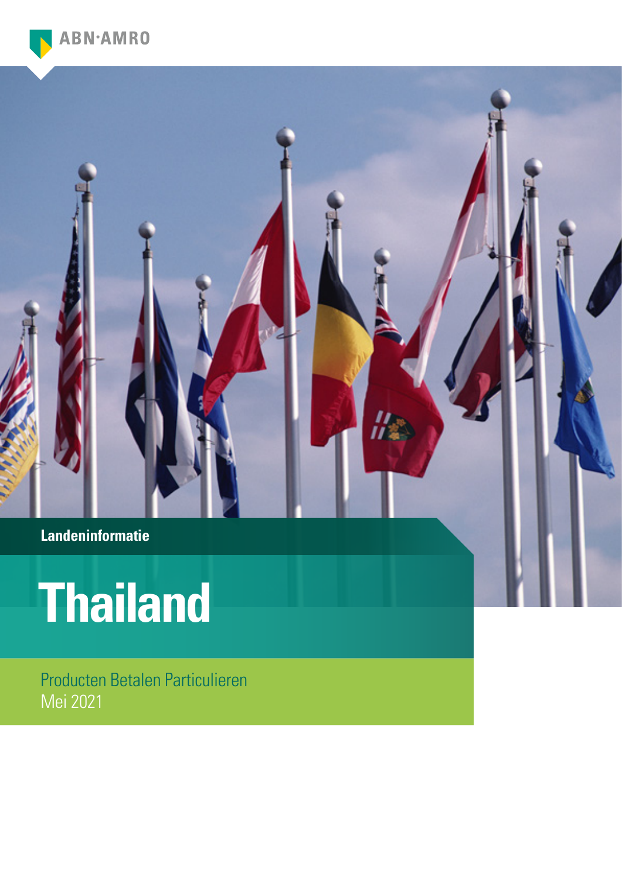ABN·AMRO

Landeninformatie

# Thailand

Producten Betalen Particulieren
Mei 2021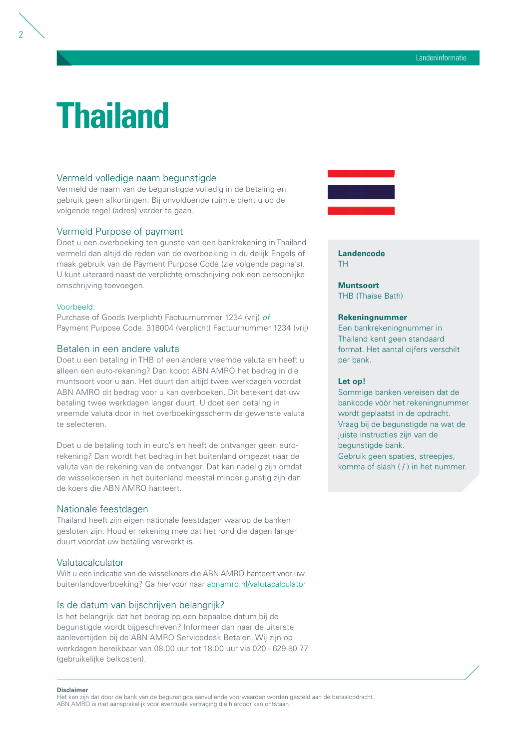# Thailand

## Vermeld volledige naam begunstigde

Vermeld de naam van de begunstigde volledig in de betaling en gebruik geen afkortingen. Bij onvoldoende ruimte dient u op de volgende regel (adres) verder te gaan.

## Vermeld Purpose of payment

Doet u een overboeking ten gunste van een bankrekening in Thailand vermeld dan altijd de reden van de overboeking in duidelijk Engels of maak gebruik van de Payment Purpose Code (zie volgende pagina's). U kunt uiteraard naast de verplichte omschrijving ook een persoonlijke omschrijving toevoegen.

Voorbeeld:
Purchase of Goods (verplicht) Factuurnummer 1234 (vrij) *of*
Payment Purpose Code: 318004 (verplicht) Factuurnummer 1234 (vrij)

## Betalen in een andere valuta

Doet u een betaling in THB of een andere vreemde valuta en heeft u alleen een euro-rekening? Dan koopt ABN AMRO het bedrag in die muntsoort voor u aan. Het duurt dan altijd twee werkdagen voordat ABN AMRO dit bedrag voor u kan overboeken. Dit betekent dat uw betaling twee werkdagen langer duurt. U doet een betaling in vreemde valuta door in het overboekingsscherm de gewenste valuta te selecteren.

Doet u de betaling toch in euro's en heeft de ontvanger geen euro-rekening? Dan wordt het bedrag in het buitenland omgezet naar de valuta van de rekening van de ontvanger. Dat kan nadelig zijn omdat de wisselkoersen in het buitenland meestal minder gunstig zijn dan de koers die ABN AMRO hanteert.

## Nationale feestdagen

Thailand heeft zijn eigen nationale feestdagen waarop de banken gesloten zijn. Houd er rekening mee dat het rond die dagen langer duurt voordat uw betaling verwerkt is.

## Valutacalculator

Wilt u een indicatie van de wisselkoers die ABN AMRO hanteert voor uw buitenlandoverboeking? Ga hiervoor naar abnamro.nl/valutacalculator

## Is de datum van bijschrijven belangrijk?

Is het belangrijk dat het bedrag op een bepaalde datum bij de begunstigde wordt bijgeschreven? Informeer dan naar de uiterste aanlevertijden bij de ABN AMRO Servicedesk Betalen. Wij zijn op werkdagen bereikbaar van 08.00 uur tot 18.00 uur via 020 - 629 80 77 (gebruikelijke belkosten).

**Landencode**
TH

**Muntsoort**
THB (Thaise Bath)

**Rekeningnummer**
Een bankrekeningnummer in Thailand kent geen standaard format. Het aantal cijfers verschilt per bank.

**Let op!**
Sommige banken vereisen dat de bankcode vòòr het rekeningnummer wordt geplaatst in de opdracht. Vraag bij de begunstigde na wat de juiste instructies zijn van de begunstigde bank.
Gebruik geen spaties, streepjes, komma of slash ( / ) in het nummer.

**Disclaimer**
Het kan zijn dat door de bank van de begunstigde aanvullende voorwaarden worden gesteld aan de betaalopdracht.
ABN AMRO is niet aansprakelijk voor eventuele vertraging die hierdoor kan ontstaan.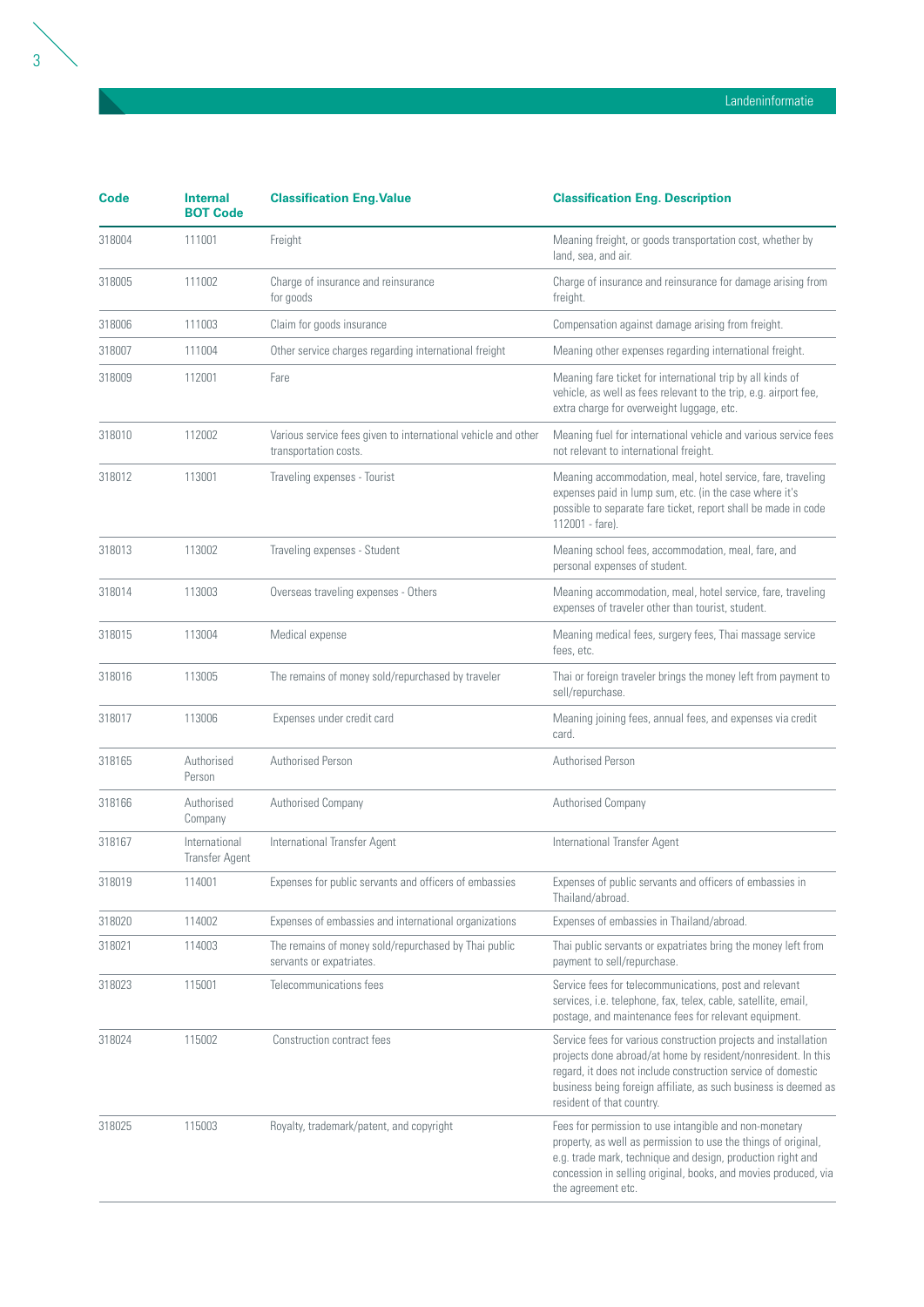| Code | Internal BOT Code | Classification Eng.Value | Classification Eng. Description |
|---|---|---|---|
| 318004 | 111001 | Freight | Meaning freight, or goods transportation cost, whether by land, sea, and air. |
| 318005 | 111002 | Charge of insurance and reinsurance for goods | Charge of insurance and reinsurance for damage arising from freight. |
| 318006 | 111003 | Claim for goods insurance | Compensation against damage arising from freight. |
| 318007 | 111004 | Other service charges regarding international freight | Meaning other expenses regarding international freight. |
| 318009 | 112001 | Fare | Meaning fare ticket for international trip by all kinds of vehicle, as well as fees relevant to the trip, e.g. airport fee, extra charge for overweight luggage, etc. |
| 318010 | 112002 | Various service fees given to international vehicle and other transportation costs. | Meaning fuel for international vehicle and various service fees not relevant to international freight. |
| 318012 | 113001 | Traveling expenses - Tourist | Meaning accommodation, meal, hotel service, fare, traveling expenses paid in lump sum, etc. (in the case where it's possible to separate fare ticket, report shall be made in code 112001 - fare). |
| 318013 | 113002 | Traveling expenses - Student | Meaning school fees, accommodation, meal, fare, and personal expenses of student. |
| 318014 | 113003 | Overseas traveling expenses - Others | Meaning accommodation, meal, hotel service, fare, traveling expenses of traveler other than tourist, student. |
| 318015 | 113004 | Medical expense | Meaning medical fees, surgery fees, Thai massage service fees, etc. |
| 318016 | 113005 | The remains of money sold/repurchased by traveler | Thai or foreign traveler brings the money left from payment to sell/repurchase. |
| 318017 | 113006 | Expenses under credit card | Meaning joining fees, annual fees, and expenses via credit card. |
| 318165 | Authorised Person | Authorised Person | Authorised Person |
| 318166 | Authorised Company | Authorised Company | Authorised Company |
| 318167 | International Transfer Agent | International Transfer Agent | International Transfer Agent |
| 318019 | 114001 | Expenses for public servants and officers of embassies | Expenses of public servants and officers of embassies in Thailand/abroad. |
| 318020 | 114002 | Expenses of embassies and international organizations | Expenses of embassies in Thailand/abroad. |
| 318021 | 114003 | The remains of money sold/repurchased by Thai public servants or expatriates. | Thai public servants or expatriates bring the money left from payment to sell/repurchase. |
| 318023 | 115001 | Telecommunications fees | Service fees for telecommunications, post and relevant services, i.e. telephone, fax, telex, cable, satellite, email, postage, and maintenance fees for relevant equipment. |
| 318024 | 115002 | Construction contract fees | Service fees for various construction projects and installation projects done abroad/at home by resident/nonresident. In this regard, it does not include construction service of domestic business being foreign affiliate, as such business is deemed as resident of that country. |
| 318025 | 115003 | Royalty, trademark/patent, and copyright | Fees for permission to use intangible and non-monetary property, as well as permission to use the things of original, e.g. trade mark, technique and design, production right and concession in selling original, books, and movies produced, via the agreement etc. |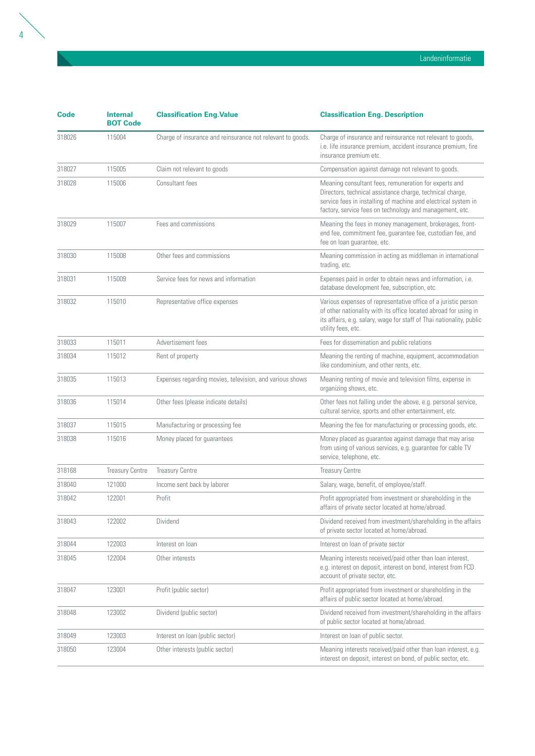| Code | Internal BOT Code | Classification Eng.Value | Classification Eng. Description |
|---|---|---|---|
| 318026 | 115004 | Charge of insurance and reinsurance not relevant to goods. | Charge of insurance and reinsurance not relevant to goods, i.e. life insurance premium, accident insurance premium, fire insurance premium etc. |
| 318027 | 115005 | Claim not relevant to goods | Compensation against damage not relevant to goods. |
| 318028 | 115006 | Consultant fees | Meaning consultant fees, remuneration for experts and Directors, technical assistance charge, technical charge, service fees in installing of machine and electrical system in factory, service fees on technology and management, etc. |
| 318029 | 115007 | Fees and commissions | Meaning the fees in money management, brokerages, front-end fee, commitment fee, guarantee fee, custodian fee, and fee on loan guarantee, etc. |
| 318030 | 115008 | Other fees and commissions | Meaning commission in acting as middleman in international trading, etc. |
| 318031 | 115009 | Service fees for news and information | Expenses paid in order to obtain news and information, i.e. database development fee, subscription, etc. |
| 318032 | 115010 | Representative office expenses | Various expenses of representative office of a juristic person of other nationality with its office located abroad for using in its affairs, e.g. salary, wage for staff of Thai nationality, public utility fees, etc. |
| 318033 | 115011 | Advertisement fees | Fees for dissemination and public relations |
| 318034 | 115012 | Rent of property | Meaning the renting of machine, equipment, accommodation like condominium, and other rents, etc. |
| 318035 | 115013 | Expenses regarding movies, television, and various shows | Meaning renting of movie and television films, expense in organizing shows, etc. |
| 318036 | 115014 | Other fees (please indicate details) | Other fees not falling under the above, e.g. personal service, cultural service, sports and other entertainment, etc. |
| 318037 | 115015 | Manufacturing or processing fee | Meaning the fee for manufacturing or processing goods, etc. |
| 318038 | 115016 | Money placed for guarantees | Money placed as guarantee against damage that may arise from using of various services, e.g. guarantee for cable TV service, telephone, etc. |
| 318168 | Treasury Centre | Treasury Centre | Treasury Centre |
| 318040 | 121000 | Income sent back by laborer | Salary, wage, benefit, of employee/staff. |
| 318042 | 122001 | Profit | Profit appropriated from investment or shareholding in the affairs of private sector located at home/abroad. |
| 318043 | 122002 | Dividend | Dividend received from investment/shareholding in the affairs of private sector located at home/abroad. |
| 318044 | 122003 | Interest on loan | Interest on loan of private sector |
| 318045 | 122004 | Other interests | Meaning interests received/paid other than loan interest, e.g. interest on deposit, interest on bond, interest from FCD account of private sector, etc. |
| 318047 | 123001 | Profit (public sector) | Profit appropriated from investment or shareholding in the affairs of public sector located at home/abroad. |
| 318048 | 123002 | Dividend (public sector) | Dividend received from investment/shareholding in the affairs of public sector located at home/abroad. |
| 318049 | 123003 | Interest on loan (public sector) | Interest on loan of public sector. |
| 318050 | 123004 | Other interests (public sector) | Meaning interests received/paid other than loan interest, e.g. interest on deposit, interest on bond, of public sector, etc. |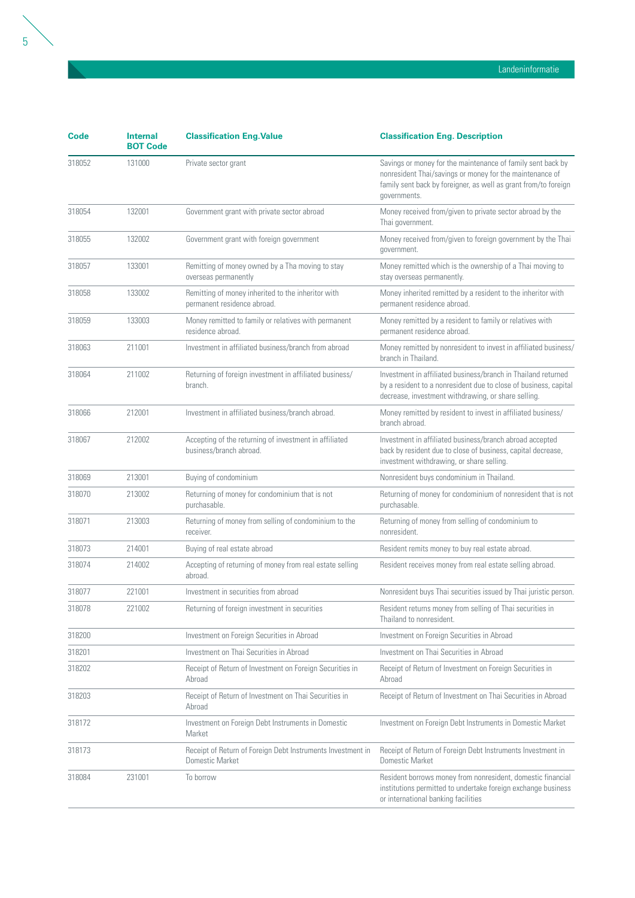| Code | Internal BOT Code | Classification Eng.Value | Classification Eng. Description |
|---|---|---|---|
| 318052 | 131000 | Private sector grant | Savings or money for the maintenance of family sent back by nonresident Thai/savings or money for the maintenance of family sent back by foreigner, as well as grant from/to foreign governments. |
| 318054 | 132001 | Government grant with private sector abroad | Money received from/given to private sector abroad by the Thai government. |
| 318055 | 132002 | Government grant with foreign government | Money received from/given to foreign government by the Thai government. |
| 318057 | 133001 | Remitting of money owned by a Tha moving to stay overseas permanently | Money remitted which is the ownership of a Thai moving to stay overseas permanently. |
| 318058 | 133002 | Remitting of money inherited to the inheritor with permanent residence abroad. | Money inherited remitted by a resident to the inheritor with permanent residence abroad. |
| 318059 | 133003 | Money remitted to family or relatives with permanent residence abroad. | Money remitted by a resident to family or relatives with permanent residence abroad. |
| 318063 | 211001 | Investment in affiliated business/branch from abroad | Money remitted by nonresident to invest in affiliated business/branch in Thailand. |
| 318064 | 211002 | Returning of foreign investment in affiliated business/branch. | Investment in affiliated business/branch in Thailand returned by a resident to a nonresident due to close of business, capital decrease, investment withdrawing, or share selling. |
| 318066 | 212001 | Investment in affiliated business/branch abroad. | Money remitted by resident to invest in affiliated business/branch abroad. |
| 318067 | 212002 | Accepting of the returning of investment in affiliated business/branch abroad. | Investment in affiliated business/branch abroad accepted back by resident due to close of business, capital decrease, investment withdrawing, or share selling. |
| 318069 | 213001 | Buying of condominium | Nonresident buys condominium in Thailand. |
| 318070 | 213002 | Returning of money for condominium that is not purchasable. | Returning of money for condominium of nonresident that is not purchasable. |
| 318071 | 213003 | Returning of money from selling of condominium to the receiver. | Returning of money from selling of condominium to nonresident. |
| 318073 | 214001 | Buying of real estate abroad | Resident remits money to buy real estate abroad. |
| 318074 | 214002 | Accepting of returning of money from real estate selling abroad. | Resident receives money from real estate selling abroad. |
| 318077 | 221001 | Investment in securities from abroad | Nonresident buys Thai securities issued by Thai juristic person. |
| 318078 | 221002 | Returning of foreign investment in securities | Resident returns money from selling of Thai securities in Thailand to nonresident. |
| 318200 | | Investment on Foreign Securities in Abroad | Investment on Foreign Securities in Abroad |
| 318201 | | Investment on Thai Securities in Abroad | Investment on Thai Securities in Abroad |
| 318202 | | Receipt of Return of Investment on Foreign Securities in Abroad | Receipt of Return of Investment on Foreign Securities in Abroad |
| 318203 | | Receipt of Return of Investment on Thai Securities in Abroad | Receipt of Return of Investment on Thai Securities in Abroad |
| 318172 | | Investment on Foreign Debt Instruments in Domestic Market | Investment on Foreign Debt Instruments in Domestic Market |
| 318173 | | Receipt of Return of Foreign Debt Instruments Investment in Domestic Market | Receipt of Return of Foreign Debt Instruments Investment in Domestic Market |
| 318084 | 231001 | To borrow | Resident borrows money from nonresident, domestic financial institutions permitted to undertake foreign exchange business or international banking facilities |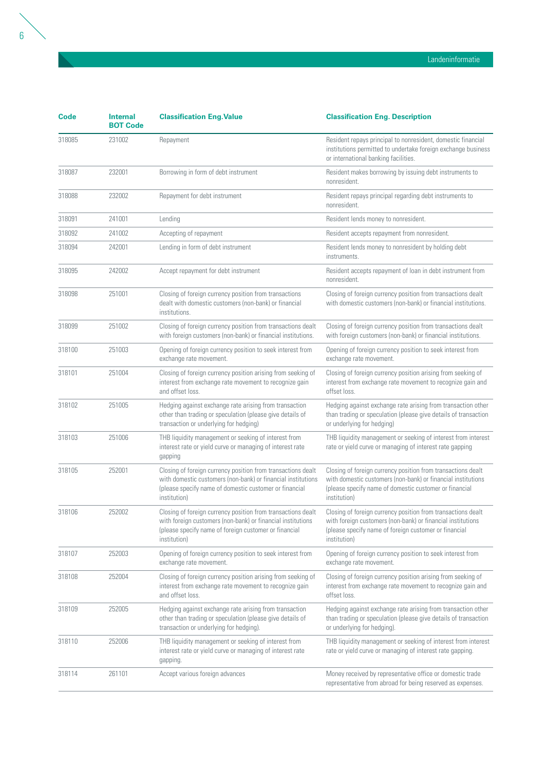| Code | Internal BOT Code | Classification Eng.Value | Classification Eng. Description |
|---|---|---|---|
| 318085 | 231002 | Repayment | Resident repays principal to nonresident, domestic financial institutions permitted to undertake foreign exchange business or international banking facilities. |
| 318087 | 232001 | Borrowing in form of debt instrument | Resident makes borrowing by issuing debt instruments to nonresident. |
| 318088 | 232002 | Repayment for debt instrument | Resident repays principal regarding debt instruments to nonresident. |
| 318091 | 241001 | Lending | Resident lends money to nonresident. |
| 318092 | 241002 | Accepting of repayment | Resident accepts repayment from nonresident. |
| 318094 | 242001 | Lending in form of debt instrument | Resident lends money to nonresident by holding debt instruments. |
| 318095 | 242002 | Accept repayment for debt instrument | Resident accepts repayment of loan in debt instrument from nonresident. |
| 318098 | 251001 | Closing of foreign currency position from transactions dealt with domestic customers (non-bank) or financial institutions. | Closing of foreign currency position from transactions dealt with domestic customers (non-bank) or financial institutions. |
| 318099 | 251002 | Closing of foreign currency position from transactions dealt with foreign customers (non-bank) or financial institutions. | Closing of foreign currency position from transactions dealt with foreign customers (non-bank) or financial institutions. |
| 318100 | 251003 | Opening of foreign currency position to seek interest from exchange rate movement. | Opening of foreign currency position to seek interest from exchange rate movement. |
| 318101 | 251004 | Closing of foreign currency position arising from seeking of interest from exchange rate movement to recognize gain and offset loss. | Closing of foreign currency position arising from seeking of interest from exchange rate movement to recognize gain and offset loss. |
| 318102 | 251005 | Hedging against exchange rate arising from transaction other than trading or speculation (please give details of transaction or underlying for hedging) | Hedging against exchange rate arising from transaction other than trading or speculation (please give details of transaction or underlying for hedging) |
| 318103 | 251006 | THB liquidity management or seeking of interest from interest rate or yield curve or managing of interest rate gapping | THB liquidity management or seeking of interest from interest rate or yield curve or managing of interest rate gapping |
| 318105 | 252001 | Closing of foreign currency position from transactions dealt with domestic customers (non-bank) or financial institutions (please specify name of domestic customer or financial institution) | Closing of foreign currency position from transactions dealt with domestic customers (non-bank) or financial institutions (please specify name of domestic customer or financial institution) |
| 318106 | 252002 | Closing of foreign currency position from transactions dealt with foreign customers (non-bank) or financial institutions (please specify name of foreign customer or financial institution) | Closing of foreign currency position from transactions dealt with foreign customers (non-bank) or financial institutions (please specify name of foreign customer or financial institution) |
| 318107 | 252003 | Opening of foreign currency position to seek interest from exchange rate movement. | Opening of foreign currency position to seek interest from exchange rate movement. |
| 318108 | 252004 | Closing of foreign currency position arising from seeking of interest from exchange rate movement to recognize gain and offset loss. | Closing of foreign currency position arising from seeking of interest from exchange rate movement to recognize gain and offset loss. |
| 318109 | 252005 | Hedging against exchange rate arising from transaction other than trading or speculation (please give details of transaction or underlying for hedging). | Hedging against exchange rate arising from transaction other than trading or speculation (please give details of transaction or underlying for hedging). |
| 318110 | 252006 | THB liquidity management or seeking of interest from interest rate or yield curve or managing of interest rate gapping. | THB liquidity management or seeking of interest from interest rate or yield curve or managing of interest rate gapping. |
| 318114 | 261101 | Accept various foreign advances | Money received by representative office or domestic trade representative from abroad for being reserved as expenses. |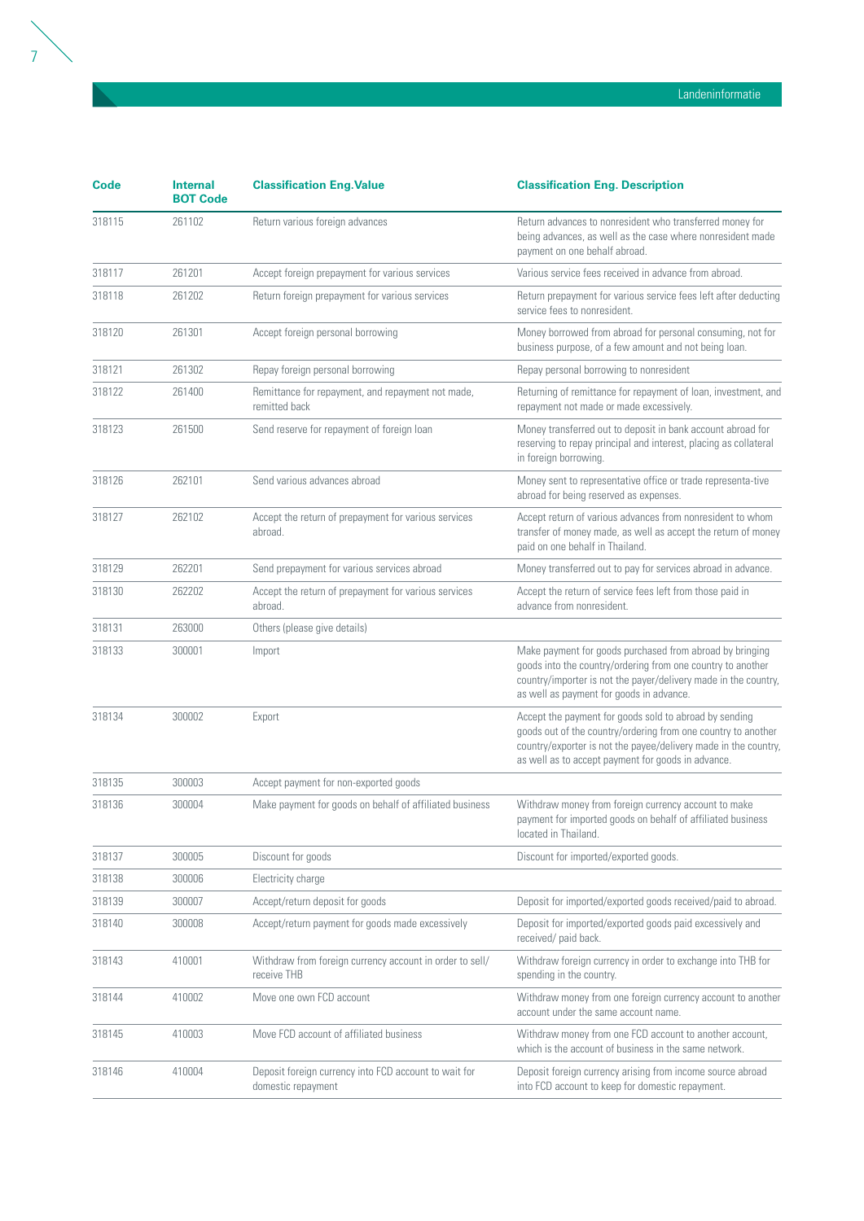| Code | Internal BOT Code | Classification Eng.Value | Classification Eng. Description |
|---|---|---|---|
| 318115 | 261102 | Return various foreign advances | Return advances to nonresident who transferred money for being advances, as well as the case where nonresident made payment on one behalf abroad. |
| 318117 | 261201 | Accept foreign prepayment for various services | Various service fees received in advance from abroad. |
| 318118 | 261202 | Return foreign prepayment for various services | Return prepayment for various service fees left after deducting service fees to nonresident. |
| 318120 | 261301 | Accept foreign personal borrowing | Money borrowed from abroad for personal consuming, not for business purpose, of a few amount and not being loan. |
| 318121 | 261302 | Repay foreign personal borrowing | Repay personal borrowing to nonresident |
| 318122 | 261400 | Remittance for repayment, and repayment not made, remitted back | Returning of remittance for repayment of loan, investment, and repayment not made or made excessively. |
| 318123 | 261500 | Send reserve for repayment of foreign loan | Money transferred out to deposit in bank account abroad for reserving to repay principal and interest, placing as collateral in foreign borrowing. |
| 318126 | 262101 | Send various advances abroad | Money sent to representative office or trade representa-tive abroad for being reserved as expenses. |
| 318127 | 262102 | Accept the return of prepayment for various services abroad. | Accept return of various advances from nonresident to whom transfer of money made, as well as accept the return of money paid on one behalf in Thailand. |
| 318129 | 262201 | Send prepayment for various services abroad | Money transferred out to pay for services abroad in advance. |
| 318130 | 262202 | Accept the return of prepayment for various services abroad. | Accept the return of service fees left from those paid in advance from nonresident. |
| 318131 | 263000 | Others (please give details) | |
| 318133 | 300001 | Import | Make payment for goods purchased from abroad by bringing goods into the country/ordering from one country to another country/importer is not the payer/delivery made in the country, as well as payment for goods in advance. |
| 318134 | 300002 | Export | Accept the payment for goods sold to abroad by sending goods out of the country/ordering from one country to another country/exporter is not the payee/delivery made in the country, as well as to accept payment for goods in advance. |
| 318135 | 300003 | Accept payment for non-exported goods | |
| 318136 | 300004 | Make payment for goods on behalf of affiliated business | Withdraw money from foreign currency account to make payment for imported goods on behalf of affiliated business located in Thailand. |
| 318137 | 300005 | Discount for goods | Discount for imported/exported goods. |
| 318138 | 300006 | Electricity charge | |
| 318139 | 300007 | Accept/return deposit for goods | Deposit for imported/exported goods received/paid to abroad. |
| 318140 | 300008 | Accept/return payment for goods made excessively | Deposit for imported/exported goods paid excessively and received/ paid back. |
| 318143 | 410001 | Withdraw from foreign currency account in order to sell/ receive THB | Withdraw foreign currency in order to exchange into THB for spending in the country. |
| 318144 | 410002 | Move one own FCD account | Withdraw money from one foreign currency account to another account under the same account name. |
| 318145 | 410003 | Move FCD account of affiliated business | Withdraw money from one FCD account to another account, which is the account of business in the same network. |
| 318146 | 410004 | Deposit foreign currency into FCD account to wait for domestic repayment | Deposit foreign currency arising from income source abroad into FCD account to keep for domestic repayment. |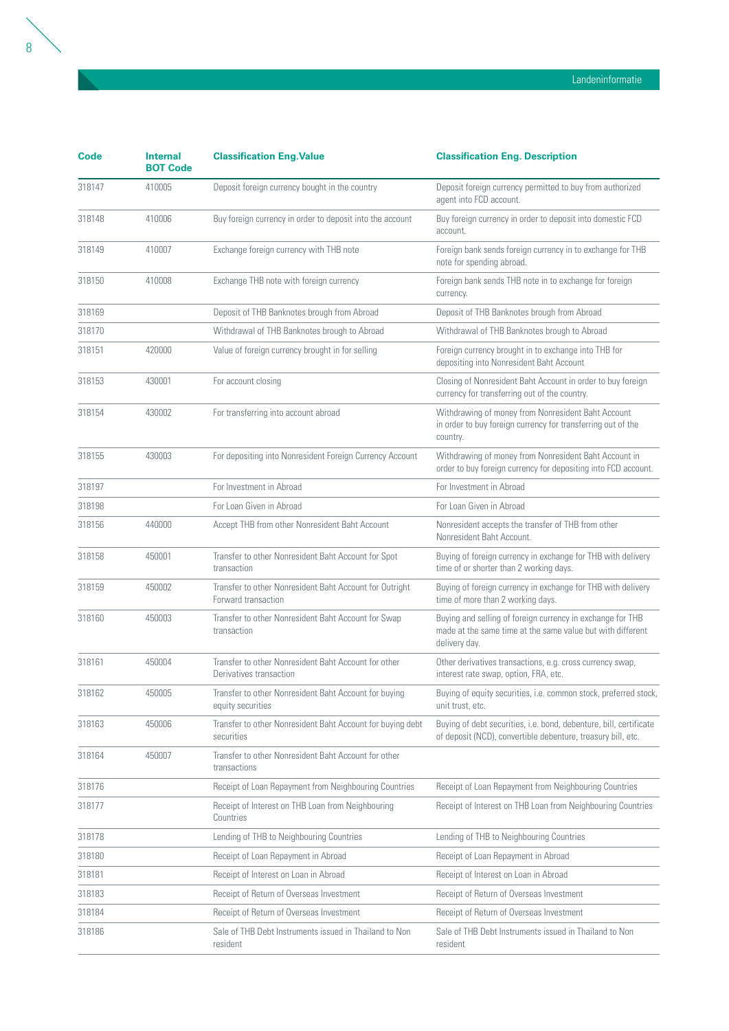| Code | Internal BOT Code | Classification Eng.Value | Classification Eng. Description |
|---|---|---|---|
| 318147 | 410005 | Deposit foreign currency bought in the country | Deposit foreign currency permitted to buy from authorized agent into FCD account. |
| 318148 | 410006 | Buy foreign currency in order to deposit into the account | Buy foreign currency in order to deposit into domestic FCD account. |
| 318149 | 410007 | Exchange foreign currency with THB note | Foreign bank sends foreign currency in to exchange for THB note for spending abroad. |
| 318150 | 410008 | Exchange THB note with foreign currency | Foreign bank sends THB note in to exchange for foreign currency. |
| 318169 | | Deposit of THB Banknotes brough from Abroad | Deposit of THB Banknotes brough from Abroad |
| 318170 | | Withdrawal of THB Banknotes brough to Abroad | Withdrawal of THB Banknotes brough to Abroad |
| 318151 | 420000 | Value of foreign currency brought in for selling | Foreign currency brought in to exchange into THB for depositing into Nonresident Baht Account |
| 318153 | 430001 | For account closing | Closing of Nonresident Baht Account in order to buy foreign currency for transferring out of the country. |
| 318154 | 430002 | For transferring into account abroad | Withdrawing of money from Nonresident Baht Account in order to buy foreign currency for transferring out of the country. |
| 318155 | 430003 | For depositing into Nonresident Foreign Currency Account | Withdrawing of money from Nonresident Baht Account in order to buy foreign currency for depositing into FCD account. |
| 318197 | | For Investment in Abroad | For Investment in Abroad |
| 318198 | | For Loan Given in Abroad | For Loan Given in Abroad |
| 318156 | 440000 | Accept THB from other Nonresident Baht Account | Nonresident accepts the transfer of THB from other Nonresident Baht Account. |
| 318158 | 450001 | Transfer to other Nonresident Baht Account for Spot transaction | Buying of foreign currency in exchange for THB with delivery time of or shorter than 2 working days. |
| 318159 | 450002 | Transfer to other Nonresident Baht Account for Outright Forward transaction | Buying of foreign currency in exchange for THB with delivery time of more than 2 working days. |
| 318160 | 450003 | Transfer to other Nonresident Baht Account for Swap transaction | Buying and selling of foreign currency in exchange for THB made at the same time at the same value but with different delivery day. |
| 318161 | 450004 | Transfer to other Nonresident Baht Account for other Derivatives transaction | Other derivatives transactions, e.g. cross currency swap, interest rate swap, option, FRA, etc. |
| 318162 | 450005 | Transfer to other Nonresident Baht Account for buying equity securities | Buying of equity securities, i.e. common stock, preferred stock, unit trust, etc. |
| 318163 | 450006 | Transfer to other Nonresident Baht Account for buying debt securities | Buying of debt securities, i.e. bond, debenture, bill, certificate of deposit (NCD), convertible debenture, treasury bill, etc. |
| 318164 | 450007 | Transfer to other Nonresident Baht Account for other transactions | |
| 318176 | | Receipt of Loan Repayment from Neighbouring Countries | Receipt of Loan Repayment from Neighbouring Countries |
| 318177 | | Receipt of Interest on THB Loan from Neighbouring Countries | Receipt of Interest on THB Loan from Neighbouring Countries |
| 318178 | | Lending of THB to Neighbouring Countries | Lending of THB to Neighbouring Countries |
| 318180 | | Receipt of Loan Repayment in Abroad | Receipt of Loan Repayment in Abroad |
| 318181 | | Receipt of Interest on Loan in Abroad | Receipt of Interest on Loan in Abroad |
| 318183 | | Receipt of Return of Overseas Investment | Receipt of Return of Overseas Investment |
| 318184 | | Receipt of Return of Overseas Investment | Receipt of Return of Overseas Investment |
| 318186 | | Sale of THB Debt Instruments issued in Thailand to Non resident | Sale of THB Debt Instruments issued in Thailand to Non resident |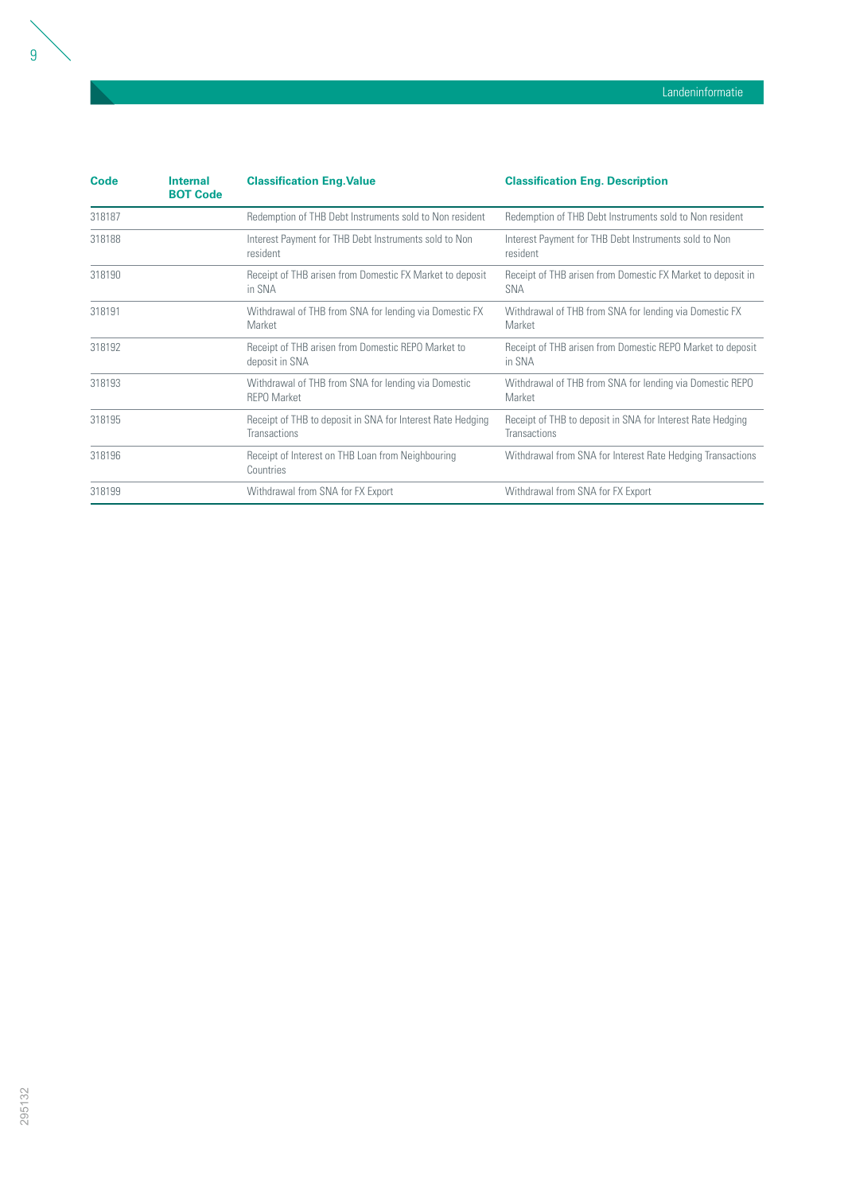| Code | Internal BOT Code | Classification Eng.Value | Classification Eng. Description |
|---|---|---|---|
| 318187 | | Redemption of THB Debt Instruments sold to Non resident | Redemption of THB Debt Instruments sold to Non resident |
| 318188 | | Interest Payment for THB Debt Instruments sold to Non resident | Interest Payment for THB Debt Instruments sold to Non resident |
| 318190 | | Receipt of THB arisen from Domestic FX Market to deposit in SNA | Receipt of THB arisen from Domestic FX Market to deposit in SNA |
| 318191 | | Withdrawal of THB from SNA for lending via Domestic FX Market | Withdrawal of THB from SNA for lending via Domestic FX Market |
| 318192 | | Receipt of THB arisen from Domestic REPO Market to deposit in SNA | Receipt of THB arisen from Domestic REPO Market to deposit in SNA |
| 318193 | | Withdrawal of THB from SNA for lending via Domestic REPO Market | Withdrawal of THB from SNA for lending via Domestic REPO Market |
| 318195 | | Receipt of THB to deposit in SNA for Interest Rate Hedging Transactions | Receipt of THB to deposit in SNA for Interest Rate Hedging Transactions |
| 318196 | | Receipt of Interest on THB Loan from Neighbouring Countries | Withdrawal from SNA for Interest Rate Hedging Transactions |
| 318199 | | Withdrawal from SNA for FX Export | Withdrawal from SNA for FX Export |